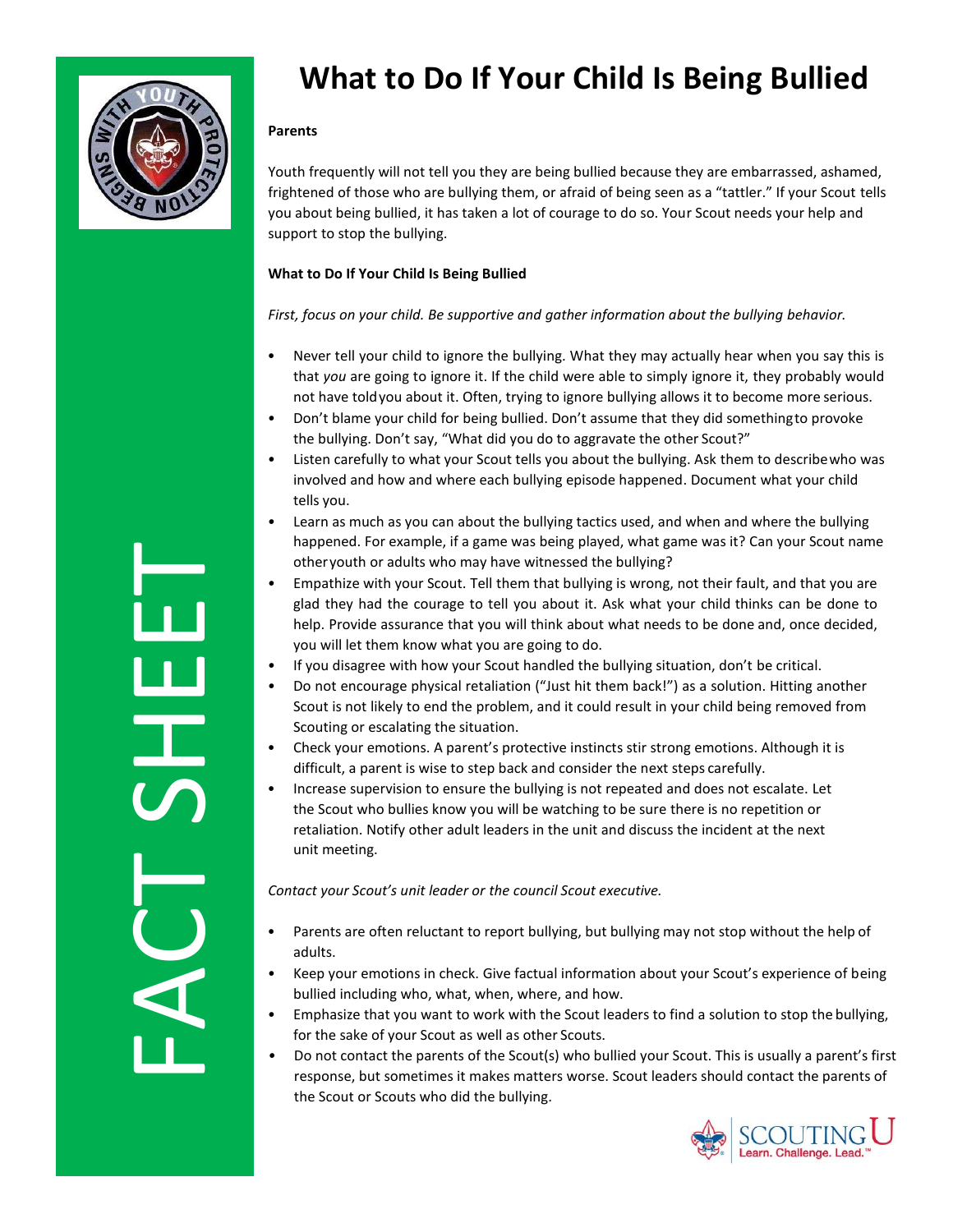FACT SHEET

# What to Do If Your Child Is Being Bullied

**Parents**

Youth frequently will not tell you they are being bullied because they are embarrassed, ashamed, frightened of those who are bullying them, or afraid of being seen as a "tattler." If your Scout tells you about being bullied, it has taken a lot of courage to do so. Your Scout needs your help and support to stop the bullying.

**What to Do If Your Child Is Being Bullied**

*First, focus on your child. Be supportive and gather information about the bullying behavior.*

- Never tell your child to ignore the bullying. What they may actually hear when you say this is that *you* are going to ignore it. If the child were able to simply ignore it, they probably would not have told you about it. Often, trying to ignore bullying allows it to become more serious.
- Don't blame your child for being bullied. Don't assume that they did something to provoke the bullying. Don't say, "What did you do to aggravate the other Scout?"
- Listen carefully to what your Scout tells you about the bullying. Ask them to describe who was involved and how and where each bullying episode happened. Document what your child tells you.
- Learn as much as you can about the bullying tactics used, and when and where the bullying happened. For example, if a game was being played, what game was it? Can your Scout name other youth or adults who may have witnessed the bullying?
- Empathize with your Scout. Tell them that bullying is wrong, not their fault, and that you are glad they had the courage to tell you about it. Ask what your child thinks can be done to help. Provide assurance that you will think about what needs to be done and, once decided, you will let them know what you are going to do.
- If you disagree with how your Scout handled the bullying situation, don't be critical.
- Do not encourage physical retaliation ("Just hit them back!") as a solution. Hitting another Scout is not likely to end the problem, and it could result in your child being removed from Scouting or escalating the situation.
- Check your emotions. A parent's protective instincts stir strong emotions. Although it is difficult, a parent is wise to step back and consider the next steps carefully.
- Increase supervision to ensure the bullying is not repeated and does not escalate. Let the Scout who bullies know you will be watching to be sure there is no repetition or retaliation. Notify other adult leaders in the unit and discuss the incident at the next unit meeting.

*Contact your Scout's unit leader or the council Scout executive.*

- Parents are often reluctant to report bullying, but bullying may not stop without the help of adults.
- Keep your emotions in check. Give factual information about your Scout's experience of being bullied including who, what, when, where, and how.
- Emphasize that you want to work with the Scout leaders to find a solution to stop the bullying, for the sake of your Scout as well as other Scouts.
- Do not contact the parents of the Scout(s) who bullied your Scout. This is usually a parent's first response, but sometimes it makes matters worse. Scout leaders should contact the parents of the Scout or Scouts who did the bullying.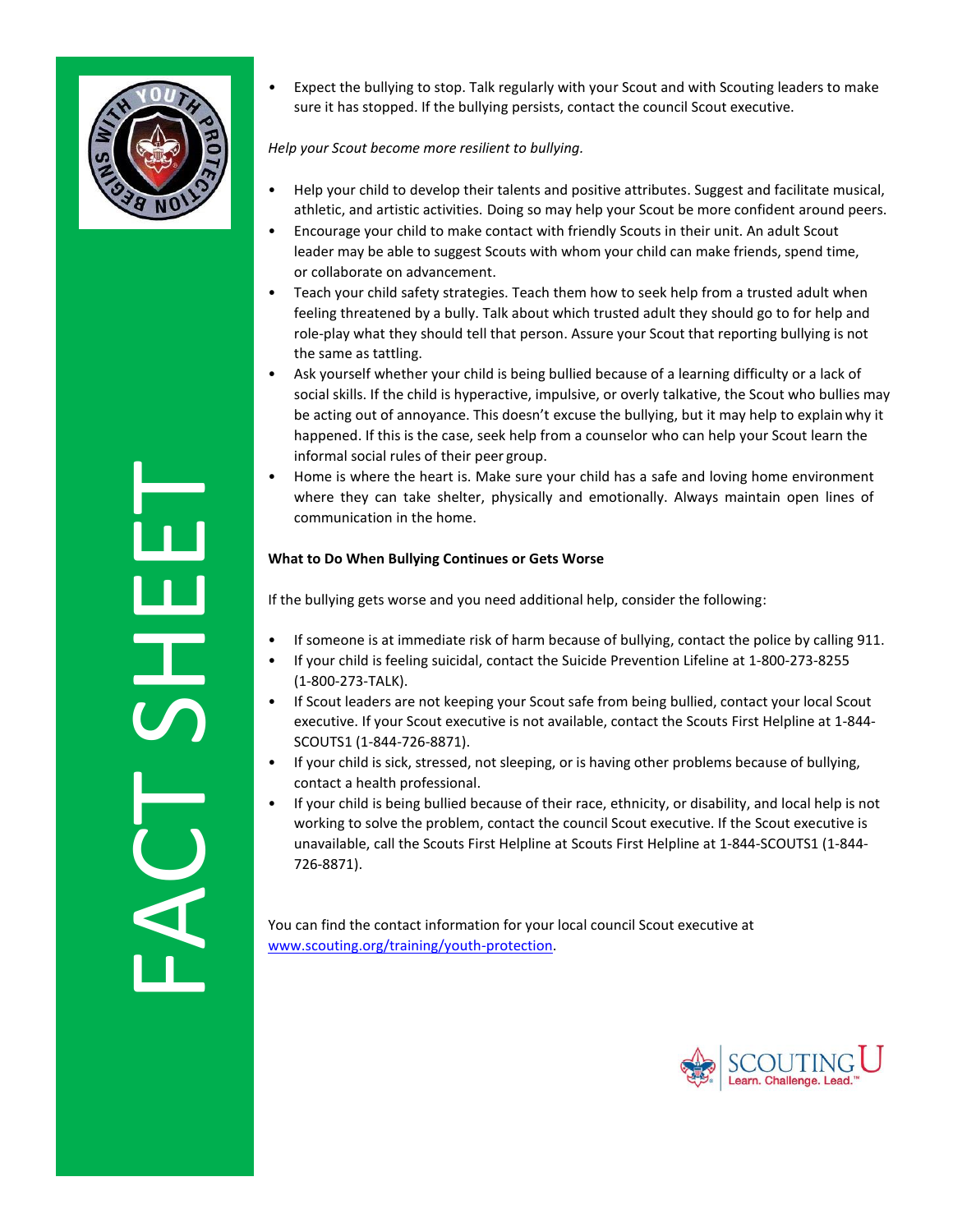- Expect the bullying to stop. Talk regularly with your Scout and with Scouting leaders to make sure it has stopped. If the bullying persists, contact the council Scout executive.

*Help your Scout become more resilient to bullying.*

- Help your child to develop their talents and positive attributes. Suggest and facilitate musical, athletic, and artistic activities. Doing so may help your Scout be more confident around peers.
- Encourage your child to make contact with friendly Scouts in their unit. An adult Scout leader may be able to suggest Scouts with whom your child can make friends, spend time, or collaborate on advancement.
- Teach your child safety strategies. Teach them how to seek help from a trusted adult when feeling threatened by a bully. Talk about which trusted adult they should go to for help and role-play what they should tell that person. Assure your Scout that reporting bullying is not the same as tattling.
- Ask yourself whether your child is being bullied because of a learning difficulty or a lack of social skills. If the child is hyperactive, impulsive, or overly talkative, the Scout who bullies may be acting out of annoyance. This doesn't excuse the bullying, but it may help to explain why it happened. If this is the case, seek help from a counselor who can help your Scout learn the informal social rules of their peer group.
- Home is where the heart is. Make sure your child has a safe and loving home environment where they can take shelter, physically and emotionally. Always maintain open lines of communication in the home.

**What to Do When Bullying Continues or Gets Worse**

If the bullying gets worse and you need additional help, consider the following:

- If someone is at immediate risk of harm because of bullying, contact the police by calling 911.
- If your child is feeling suicidal, contact the Suicide Prevention Lifeline at 1-800-273-8255 (1-800-273-TALK).
- If Scout leaders are not keeping your Scout safe from being bullied, contact your local Scout executive. If your Scout executive is not available, contact the Scouts First Helpline at 1-844-SCOUTS1 (1-844-726-8871).
- If your child is sick, stressed, not sleeping, or is having other problems because of bullying, contact a health professional.
- If your child is being bullied because of their race, ethnicity, or disability, and local help is not working to solve the problem, contact the council Scout executive. If the Scout executive is unavailable, call the Scouts First Helpline at Scouts First Helpline at 1-844-SCOUTS1 (1-844-726-8871).

You can find the contact information for your local council Scout executive at [www.scouting.org/training/youth-protection](www.scouting.org/training/youth-protection).